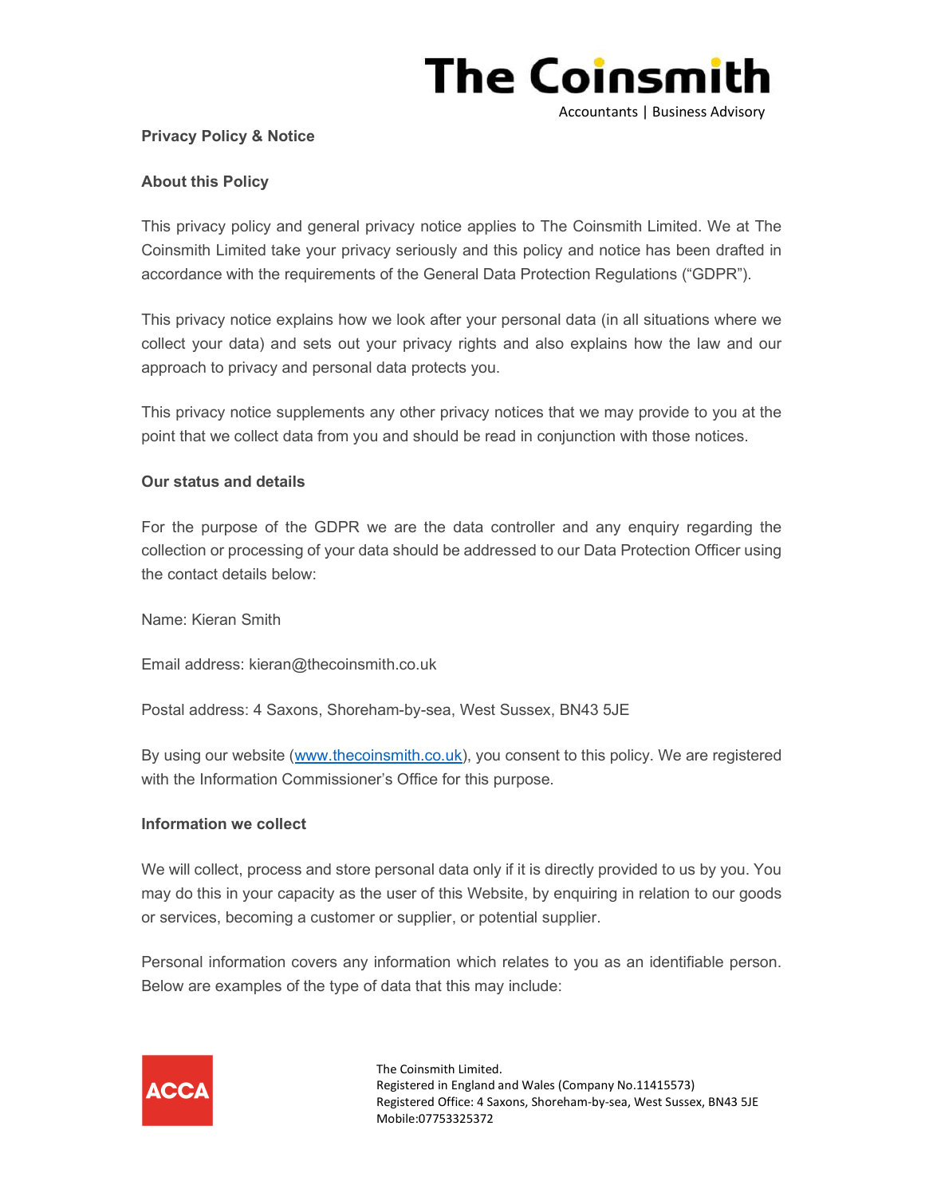**The Coinsmith**

Accountants | Business Advisory

## Privacy Policy & Notice

### About this Policy

This privacy policy and general privacy notice applies to The Coinsmith Limited. We at The Coinsmith Limited take your privacy seriously and this policy and notice has been drafted in accordance with the requirements of the General Data Protection Regulations ("GDPR").

This privacy notice explains how we look after your personal data (in all situations where we collect your data) and sets out your privacy rights and also explains how the law and our approach to privacy and personal data protects you.

This privacy notice supplements any other privacy notices that we may provide to you at the point that we collect data from you and should be read in conjunction with those notices.

### Our status and details

For the purpose of the GDPR we are the data controller and any enquiry regarding the collection or processing of your data should be addressed to our Data Protection Officer using the contact details below:

Name: Kieran Smith

Email address: kieran@thecoinsmith.co.uk

Postal address: 4 Saxons, Shoreham-by-sea, West Sussex, BN43 5JE

By using our website (www.thecoinsmith.co.uk), you consent to this policy. We are registered with the Information Commissioner's Office for this purpose.

### Information we collect

We will collect, process and store personal data only if it is directly provided to us by you. You may do this in your capacity as the user of this Website, by enquiring in relation to our goods or services, becoming a customer or supplier, or potential supplier.

Personal information covers any information which relates to you as an identifiable person. Below are examples of the type of data that this may include:

ACCA

The Coinsmith Limited.
Registered in England and Wales (Company No.11415573)
Registered Office: 4 Saxons, Shoreham-by-sea, West Sussex, BN43 5JE
Mobile:07753325372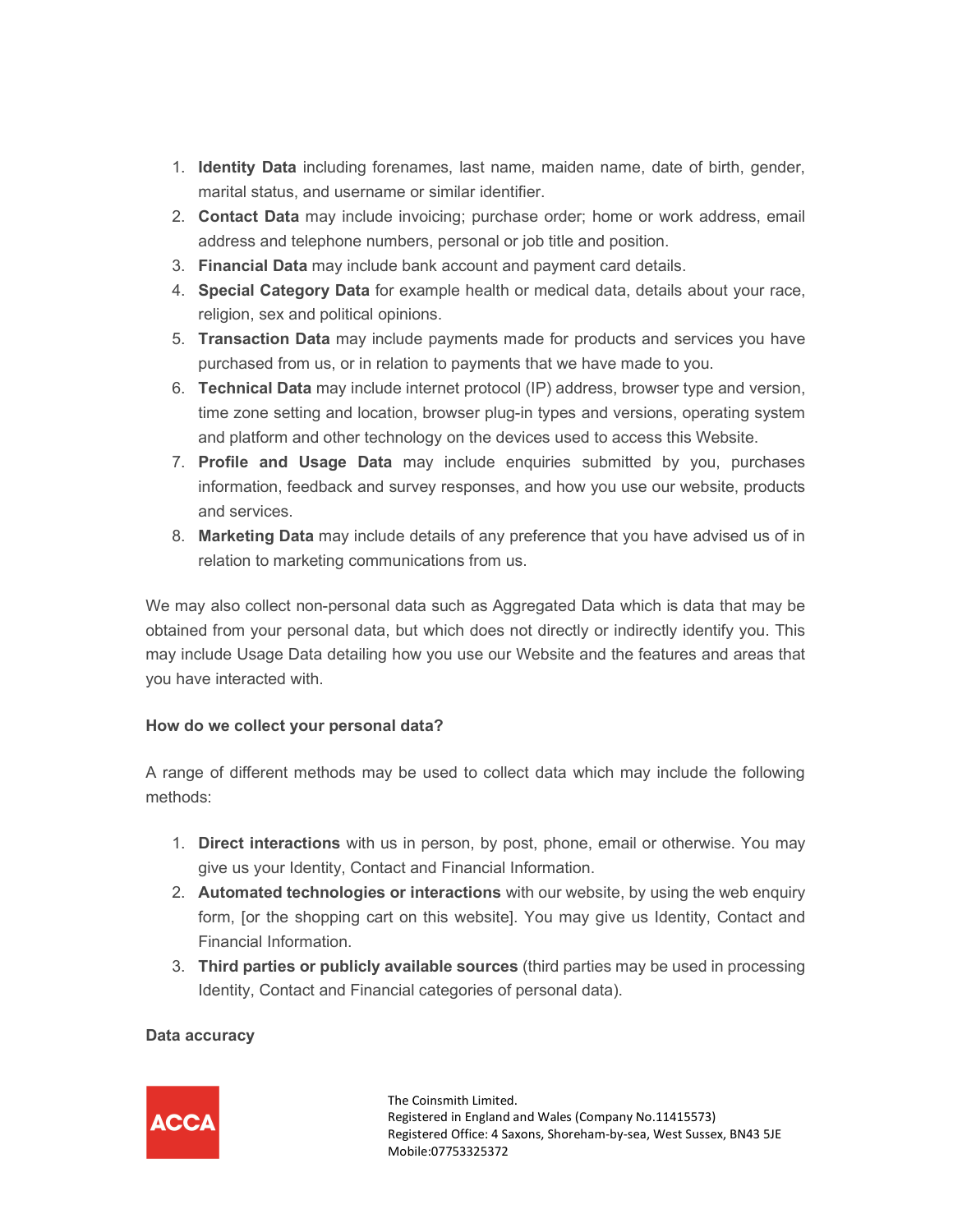1. **Identity Data** including forenames, last name, maiden name, date of birth, gender, marital status, and username or similar identifier.
2. **Contact Data** may include invoicing; purchase order; home or work address, email address and telephone numbers, personal or job title and position.
3. **Financial Data** may include bank account and payment card details.
4. **Special Category Data** for example health or medical data, details about your race, religion, sex and political opinions.
5. **Transaction Data** may include payments made for products and services you have purchased from us, or in relation to payments that we have made to you.
6. **Technical Data** may include internet protocol (IP) address, browser type and version, time zone setting and location, browser plug-in types and versions, operating system and platform and other technology on the devices used to access this Website.
7. **Profile and Usage Data** may include enquiries submitted by you, purchases information, feedback and survey responses, and how you use our website, products and services.
8. **Marketing Data** may include details of any preference that you have advised us of in relation to marketing communications from us.

We may also collect non-personal data such as Aggregated Data which is data that may be obtained from your personal data, but which does not directly or indirectly identify you. This may include Usage Data detailing how you use our Website and the features and areas that you have interacted with.

**How do we collect your personal data?**

A range of different methods may be used to collect data which may include the following methods:

1. **Direct interactions** with us in person, by post, phone, email or otherwise. You may give us your Identity, Contact and Financial Information.
2. **Automated technologies or interactions** with our website, by using the web enquiry form, [or the shopping cart on this website]. You may give us Identity, Contact and Financial Information.
3. **Third parties or publicly available sources** (third parties may be used in processing Identity, Contact and Financial categories of personal data).

**Data accuracy**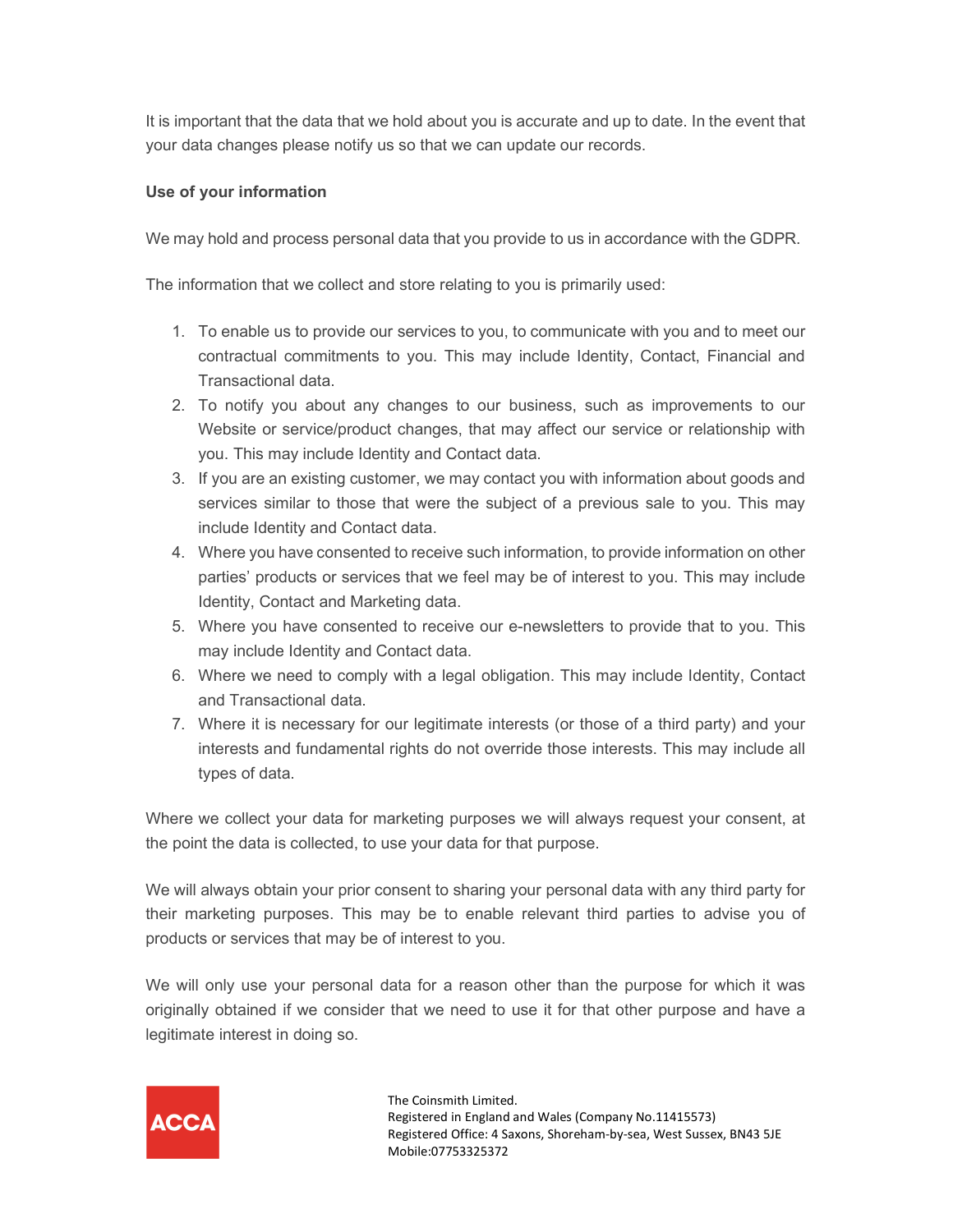It is important that the data that we hold about you is accurate and up to date. In the event that your data changes please notify us so that we can update our records.

**Use of your information**

We may hold and process personal data that you provide to us in accordance with the GDPR.

The information that we collect and store relating to you is primarily used:

1. To enable us to provide our services to you, to communicate with you and to meet our contractual commitments to you. This may include Identity, Contact, Financial and Transactional data.
2. To notify you about any changes to our business, such as improvements to our Website or service/product changes, that may affect our service or relationship with you. This may include Identity and Contact data.
3. If you are an existing customer, we may contact you with information about goods and services similar to those that were the subject of a previous sale to you. This may include Identity and Contact data.
4. Where you have consented to receive such information, to provide information on other parties' products or services that we feel may be of interest to you. This may include Identity, Contact and Marketing data.
5. Where you have consented to receive our e-newsletters to provide that to you. This may include Identity and Contact data.
6. Where we need to comply with a legal obligation. This may include Identity, Contact and Transactional data.
7. Where it is necessary for our legitimate interests (or those of a third party) and your interests and fundamental rights do not override those interests. This may include all types of data.

Where we collect your data for marketing purposes we will always request your consent, at the point the data is collected, to use your data for that purpose.

We will always obtain your prior consent to sharing your personal data with any third party for their marketing purposes. This may be to enable relevant third parties to advise you of products or services that may be of interest to you.

We will only use your personal data for a reason other than the purpose for which it was originally obtained if we consider that we need to use it for that other purpose and have a legitimate interest in doing so.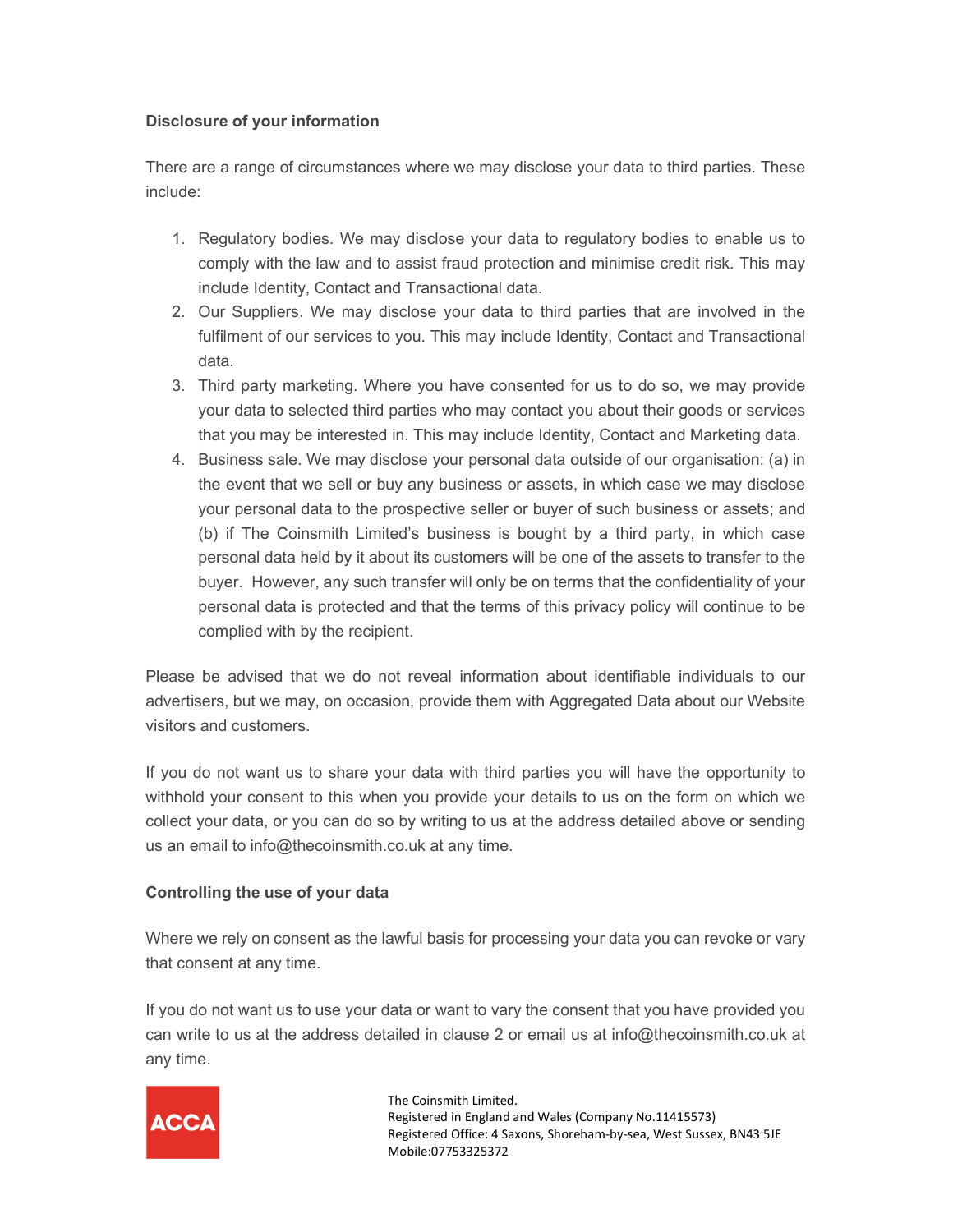**Disclosure of your information**

There are a range of circumstances where we may disclose your data to third parties. These include:

1. Regulatory bodies. We may disclose your data to regulatory bodies to enable us to comply with the law and to assist fraud protection and minimise credit risk. This may include Identity, Contact and Transactional data.
2. Our Suppliers. We may disclose your data to third parties that are involved in the fulfilment of our services to you. This may include Identity, Contact and Transactional data.
3. Third party marketing. Where you have consented for us to do so, we may provide your data to selected third parties who may contact you about their goods or services that you may be interested in. This may include Identity, Contact and Marketing data.
4. Business sale. We may disclose your personal data outside of our organisation: (a) in the event that we sell or buy any business or assets, in which case we may disclose your personal data to the prospective seller or buyer of such business or assets; and (b) if The Coinsmith Limited's business is bought by a third party, in which case personal data held by it about its customers will be one of the assets to transfer to the buyer. However, any such transfer will only be on terms that the confidentiality of your personal data is protected and that the terms of this privacy policy will continue to be complied with by the recipient.

Please be advised that we do not reveal information about identifiable individuals to our advertisers, but we may, on occasion, provide them with Aggregated Data about our Website visitors and customers.

If you do not want us to share your data with third parties you will have the opportunity to withhold your consent to this when you provide your details to us on the form on which we collect your data, or you can do so by writing to us at the address detailed above or sending us an email to info@thecoinsmith.co.uk at any time.

**Controlling the use of your data**

Where we rely on consent as the lawful basis for processing your data you can revoke or vary that consent at any time.

If you do not want us to use your data or want to vary the consent that you have provided you can write to us at the address detailed in clause 2 or email us at info@thecoinsmith.co.uk at any time.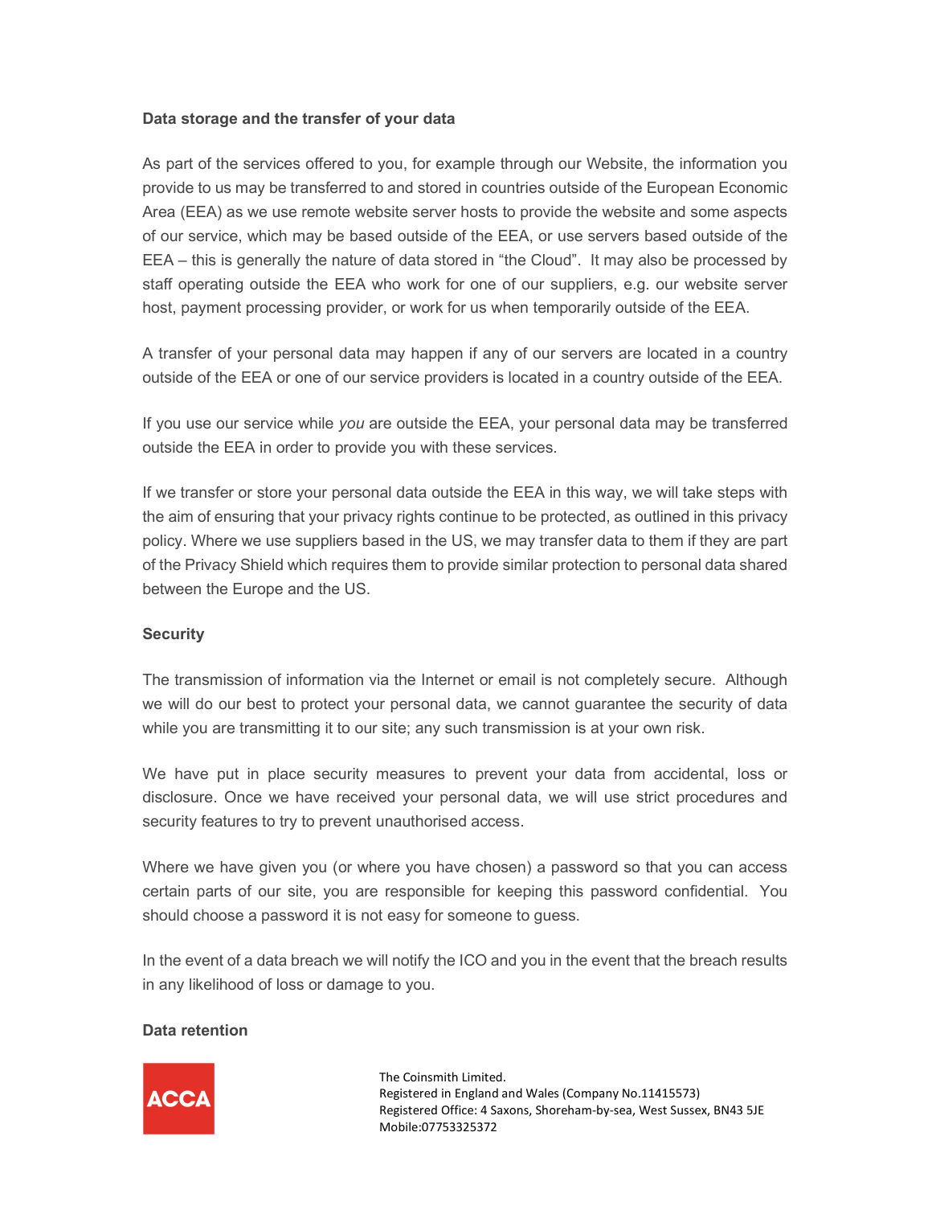**Data storage and the transfer of your data**

As part of the services offered to you, for example through our Website, the information you provide to us may be transferred to and stored in countries outside of the European Economic Area (EEA) as we use remote website server hosts to provide the website and some aspects of our service, which may be based outside of the EEA, or use servers based outside of the EEA – this is generally the nature of data stored in "the Cloud". It may also be processed by staff operating outside the EEA who work for one of our suppliers, e.g. our website server host, payment processing provider, or work for us when temporarily outside of the EEA.

A transfer of your personal data may happen if any of our servers are located in a country outside of the EEA or one of our service providers is located in a country outside of the EEA.

If you use our service while *you* are outside the EEA, your personal data may be transferred outside the EEA in order to provide you with these services.

If we transfer or store your personal data outside the EEA in this way, we will take steps with the aim of ensuring that your privacy rights continue to be protected, as outlined in this privacy policy. Where we use suppliers based in the US, we may transfer data to them if they are part of the Privacy Shield which requires them to provide similar protection to personal data shared between the Europe and the US.

**Security**

The transmission of information via the Internet or email is not completely secure. Although we will do our best to protect your personal data, we cannot guarantee the security of data while you are transmitting it to our site; any such transmission is at your own risk.

We have put in place security measures to prevent your data from accidental, loss or disclosure. Once we have received your personal data, we will use strict procedures and security features to try to prevent unauthorised access.

Where we have given you (or where you have chosen) a password so that you can access certain parts of our site, you are responsible for keeping this password confidential. You should choose a password it is not easy for someone to guess.

In the event of a data breach we will notify the ICO and you in the event that the breach results in any likelihood of loss or damage to you.

**Data retention**

ACCA

The Coinsmith Limited.
Registered in England and Wales (Company No.11415573)
Registered Office: 4 Saxons, Shoreham-by-sea, West Sussex, BN43 5JE
Mobile:07753325372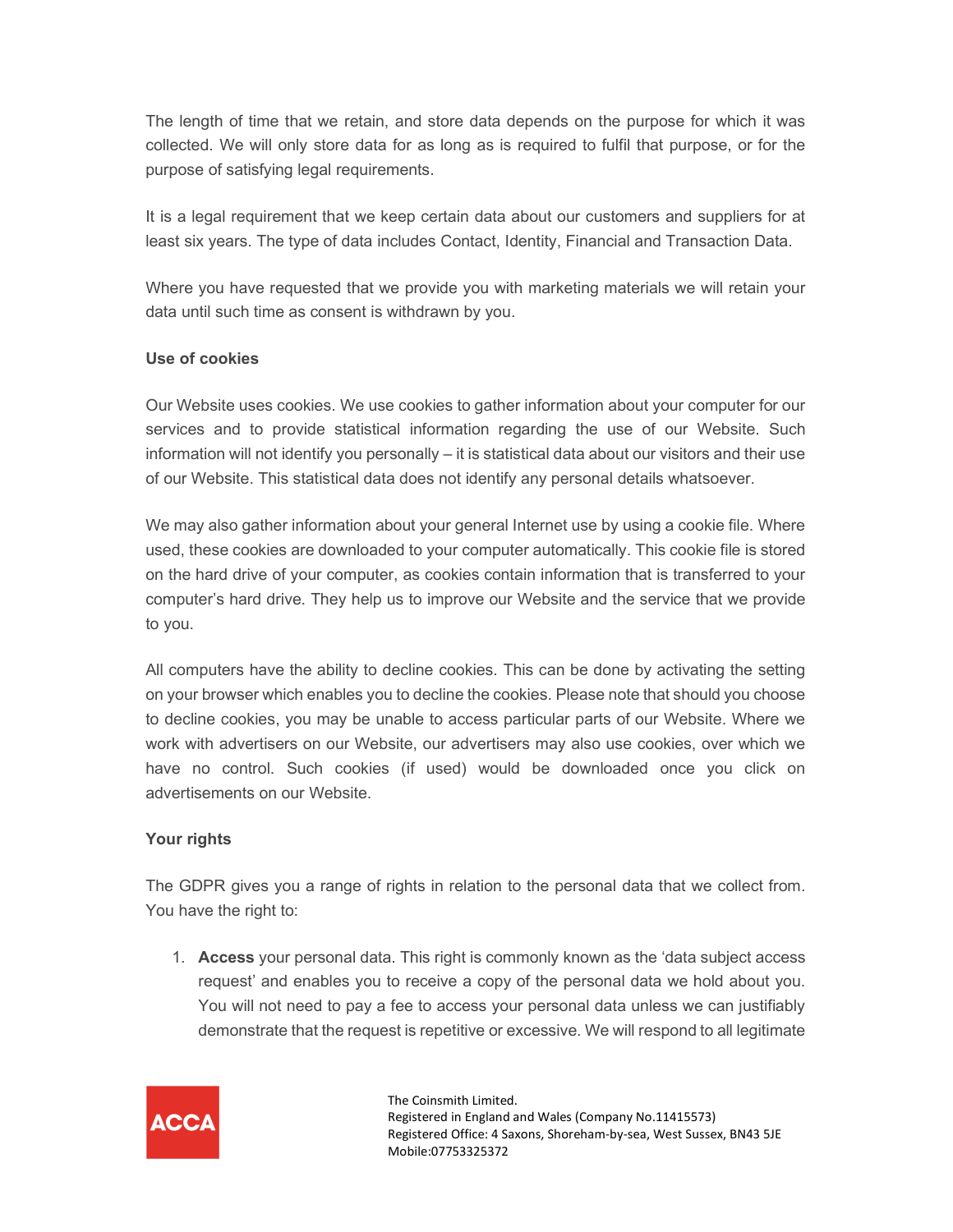The length of time that we retain, and store data depends on the purpose for which it was collected. We will only store data for as long as is required to fulfil that purpose, or for the purpose of satisfying legal requirements.

It is a legal requirement that we keep certain data about our customers and suppliers for at least six years. The type of data includes Contact, Identity, Financial and Transaction Data.

Where you have requested that we provide you with marketing materials we will retain your data until such time as consent is withdrawn by you.

**Use of cookies**

Our Website uses cookies. We use cookies to gather information about your computer for our services and to provide statistical information regarding the use of our Website. Such information will not identify you personally – it is statistical data about our visitors and their use of our Website. This statistical data does not identify any personal details whatsoever.

We may also gather information about your general Internet use by using a cookie file. Where used, these cookies are downloaded to your computer automatically. This cookie file is stored on the hard drive of your computer, as cookies contain information that is transferred to your computer's hard drive. They help us to improve our Website and the service that we provide to you.

All computers have the ability to decline cookies. This can be done by activating the setting on your browser which enables you to decline the cookies. Please note that should you choose to decline cookies, you may be unable to access particular parts of our Website. Where we work with advertisers on our Website, our advertisers may also use cookies, over which we have no control. Such cookies (if used) would be downloaded once you click on advertisements on our Website.

**Your rights**

The GDPR gives you a range of rights in relation to the personal data that we collect from. You have the right to:

1. **Access** your personal data. This right is commonly known as the 'data subject access request' and enables you to receive a copy of the personal data we hold about you. You will not need to pay a fee to access your personal data unless we can justifiably demonstrate that the request is repetitive or excessive. We will respond to all legitimate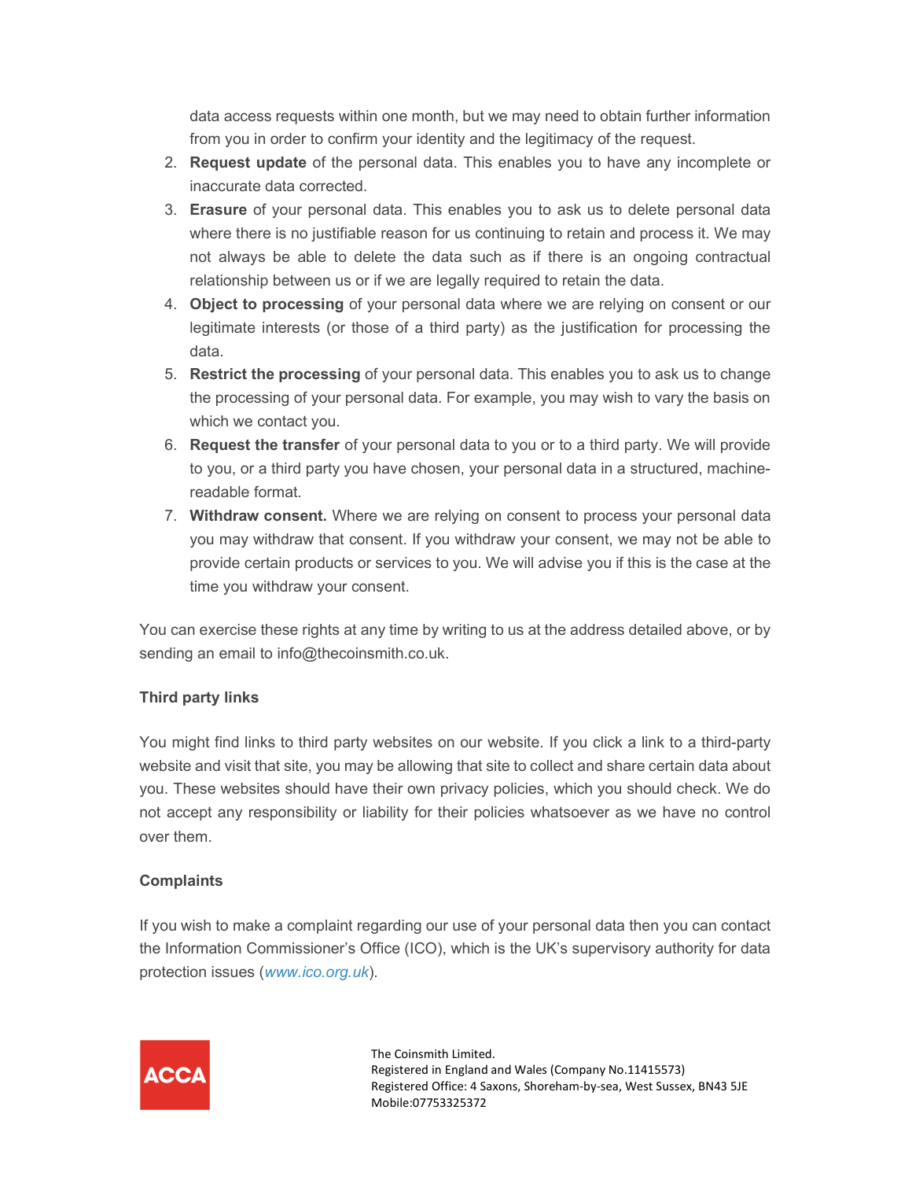data access requests within one month, but we may need to obtain further information from you in order to confirm your identity and the legitimacy of the request.

2. **Request update** of the personal data. This enables you to have any incomplete or inaccurate data corrected.
3. **Erasure** of your personal data. This enables you to ask us to delete personal data where there is no justifiable reason for us continuing to retain and process it. We may not always be able to delete the data such as if there is an ongoing contractual relationship between us or if we are legally required to retain the data.
4. **Object to processing** of your personal data where we are relying on consent or our legitimate interests (or those of a third party) as the justification for processing the data.
5. **Restrict the processing** of your personal data. This enables you to ask us to change the processing of your personal data. For example, you may wish to vary the basis on which we contact you.
6. **Request the transfer** of your personal data to you or to a third party. We will provide to you, or a third party you have chosen, your personal data in a structured, machine-readable format.
7. **Withdraw consent.** Where we are relying on consent to process your personal data you may withdraw that consent. If you withdraw your consent, we may not be able to provide certain products or services to you. We will advise you if this is the case at the time you withdraw your consent.

You can exercise these rights at any time by writing to us at the address detailed above, or by sending an email to info@thecoinsmith.co.uk.

**Third party links**

You might find links to third party websites on our website. If you click a link to a third-party website and visit that site, you may be allowing that site to collect and share certain data about you. These websites should have their own privacy policies, which you should check. We do not accept any responsibility or liability for their policies whatsoever as we have no control over them.

**Complaints**

If you wish to make a complaint regarding our use of your personal data then you can contact the Information Commissioner's Office (ICO), which is the UK's supervisory authority for data protection issues (*www.ico.org.uk*).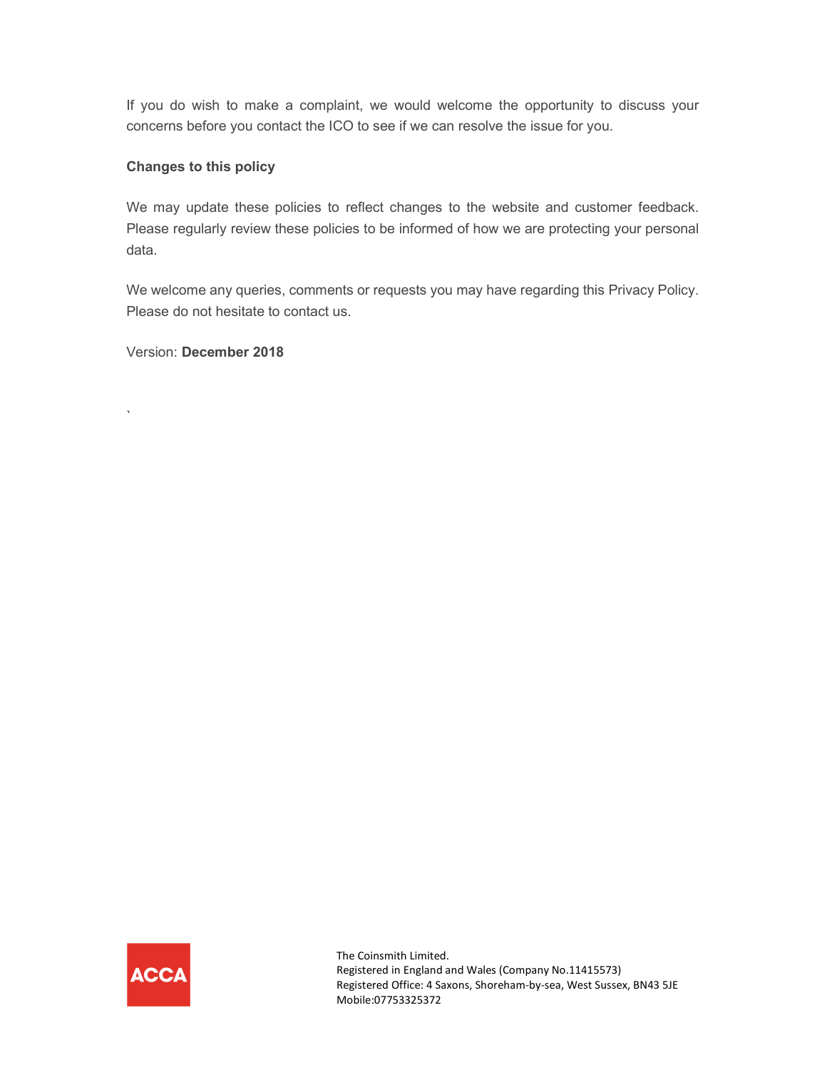If you do wish to make a complaint, we would welcome the opportunity to discuss your concerns before you contact the ICO to see if we can resolve the issue for you.

**Changes to this policy**

We may update these policies to reflect changes to the website and customer feedback. Please regularly review these policies to be informed of how we are protecting your personal data.

We welcome any queries, comments or requests you may have regarding this Privacy Policy. Please do not hesitate to contact us.

Version: **December 2018**